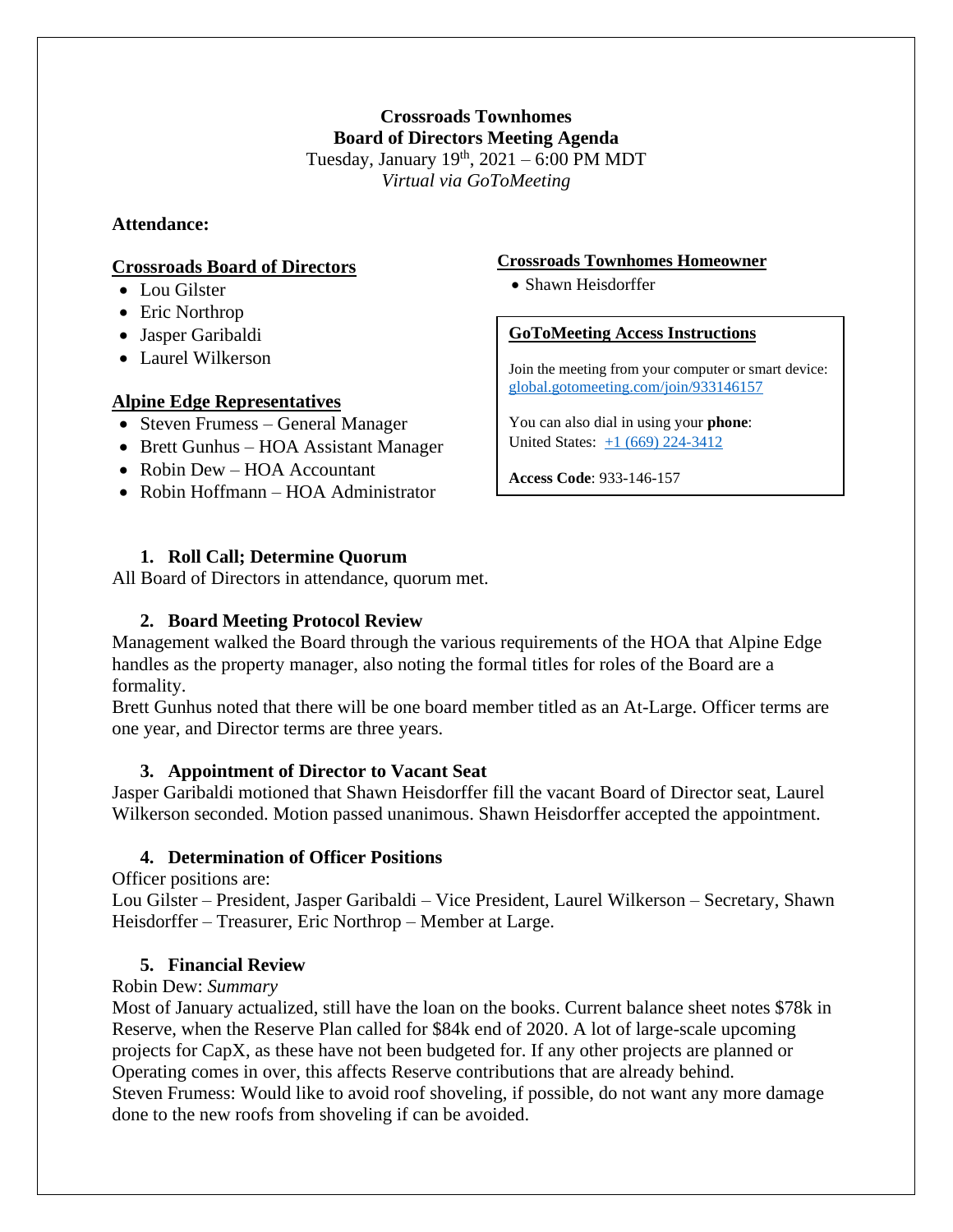# Crossroads Townhomes
## Board of Directors Meeting Agenda

Tuesday, January 19th, 2021 – 6:00 PM MDT
*Virtual via GoToMeeting*

**Attendance:**

**Crossroads Board of Directors**

- Lou Gilster
- Eric Northrop
- Jasper Garibaldi
- Laurel Wilkerson

**Alpine Edge Representatives**

- Steven Frumess – General Manager
- Brett Gunhus – HOA Assistant Manager
- Robin Dew – HOA Accountant
- Robin Hoffmann – HOA Administrator

**Crossroads Townhomes Homeowner**

- Shawn Heisdorffer

**GoToMeeting Access Instructions**

Join the meeting from your computer or smart device:
global.gotomeeting.com/join/933146157

You can also dial in using your **phone**:
United States: +1 (669) 224-3412

**Access Code**: 933-146-157

### 1. Roll Call; Determine Quorum

All Board of Directors in attendance, quorum met.

### 2. Board Meeting Protocol Review

Management walked the Board through the various requirements of the HOA that Alpine Edge handles as the property manager, also noting the formal titles for roles of the Board are a formality.

Brett Gunhus noted that there will be one board member titled as an At-Large. Officer terms are one year, and Director terms are three years.

### 3. Appointment of Director to Vacant Seat

Jasper Garibaldi motioned that Shawn Heisdorffer fill the vacant Board of Director seat, Laurel Wilkerson seconded. Motion passed unanimous. Shawn Heisdorffer accepted the appointment.

### 4. Determination of Officer Positions

Officer positions are:

Lou Gilster – President, Jasper Garibaldi – Vice President, Laurel Wilkerson – Secretary, Shawn Heisdorffer – Treasurer, Eric Northrop – Member at Large.

### 5. Financial Review

Robin Dew: *Summary*

Most of January actualized, still have the loan on the books. Current balance sheet notes $78k in Reserve, when the Reserve Plan called for $84k end of 2020. A lot of large-scale upcoming projects for CapX, as these have not been budgeted for. If any other projects are planned or Operating comes in over, this affects Reserve contributions that are already behind.

Steven Frumess: Would like to avoid roof shoveling, if possible, do not want any more damage done to the new roofs from shoveling if can be avoided.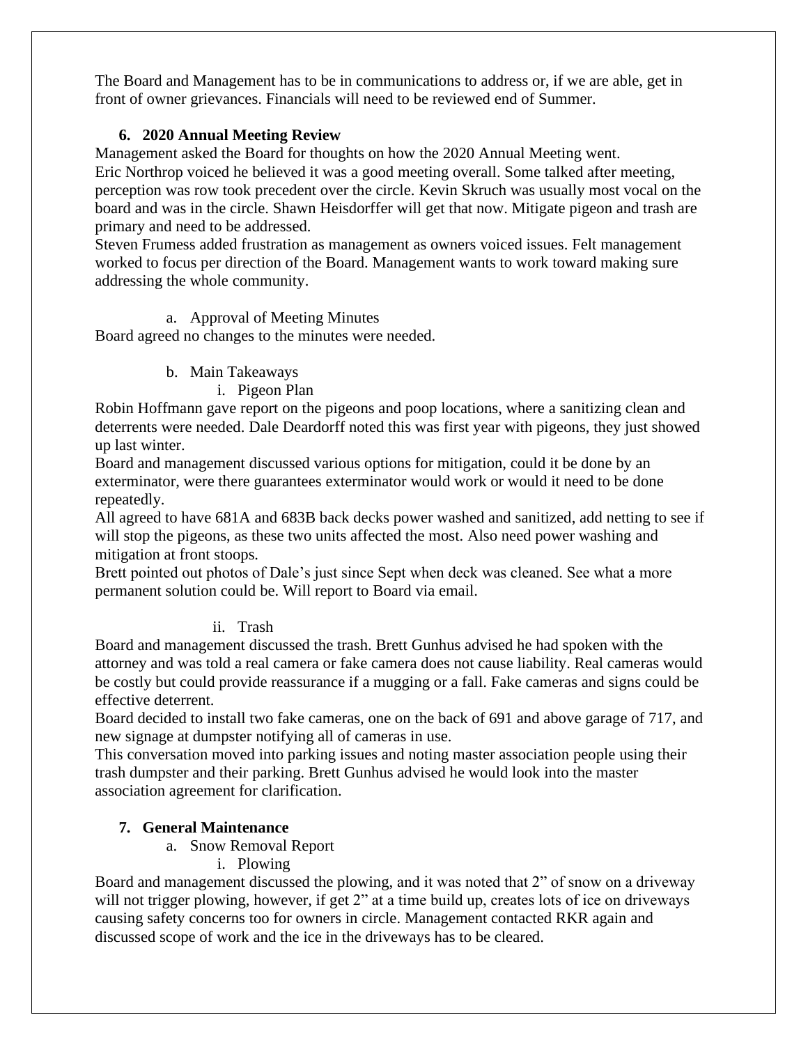The Board and Management has to be in communications to address or, if we are able, get in front of owner grievances. Financials will need to be reviewed end of Summer.

### 6. 2020 Annual Meeting Review

Management asked the Board for thoughts on how the 2020 Annual Meeting went.
Eric Northrop voiced he believed it was a good meeting overall. Some talked after meeting, perception was row took precedent over the circle. Kevin Skruch was usually most vocal on the board and was in the circle. Shawn Heisdorffer will get that now. Mitigate pigeon and trash are primary and need to be addressed.
Steven Frumess added frustration as management as owners voiced issues. Felt management worked to focus per direction of the Board. Management wants to work toward making sure addressing the whole community.

a. Approval of Meeting Minutes

Board agreed no changes to the minutes were needed.

b. Main Takeaways

i. Pigeon Plan

Robin Hoffmann gave report on the pigeons and poop locations, where a sanitizing clean and deterrents were needed. Dale Deardorff noted this was first year with pigeons, they just showed up last winter.
Board and management discussed various options for mitigation, could it be done by an exterminator, were there guarantees exterminator would work or would it need to be done repeatedly.
All agreed to have 681A and 683B back decks power washed and sanitized, add netting to see if will stop the pigeons, as these two units affected the most. Also need power washing and mitigation at front stoops.
Brett pointed out photos of Dale's just since Sept when deck was cleaned. See what a more permanent solution could be. Will report to Board via email.

ii. Trash

Board and management discussed the trash. Brett Gunhus advised he had spoken with the attorney and was told a real camera or fake camera does not cause liability. Real cameras would be costly but could provide reassurance if a mugging or a fall. Fake cameras and signs could be effective deterrent.
Board decided to install two fake cameras, one on the back of 691 and above garage of 717, and new signage at dumpster notifying all of cameras in use.
This conversation moved into parking issues and noting master association people using their trash dumpster and their parking. Brett Gunhus advised he would look into the master association agreement for clarification.

### 7. General Maintenance

a. Snow Removal Report

i. Plowing

Board and management discussed the plowing, and it was noted that 2" of snow on a driveway will not trigger plowing, however, if get 2" at a time build up, creates lots of ice on driveways causing safety concerns too for owners in circle. Management contacted RKR again and discussed scope of work and the ice in the driveways has to be cleared.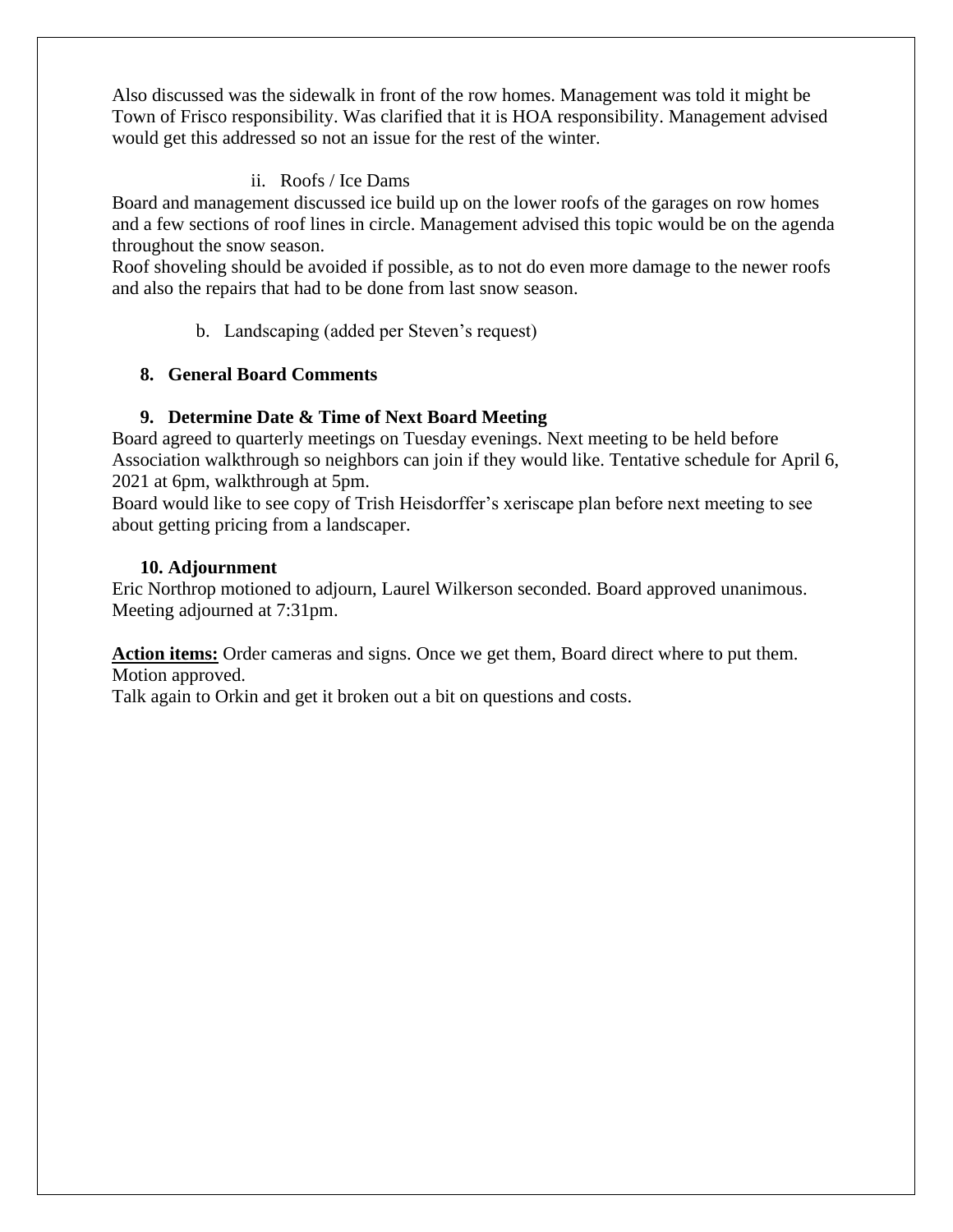Also discussed was the sidewalk in front of the row homes. Management was told it might be Town of Frisco responsibility. Was clarified that it is HOA responsibility. Management advised would get this addressed so not an issue for the rest of the winter.

ii. Roofs / Ice Dams

Board and management discussed ice build up on the lower roofs of the garages on row homes and a few sections of roof lines in circle. Management advised this topic would be on the agenda throughout the snow season.

Roof shoveling should be avoided if possible, as to not do even more damage to the newer roofs and also the repairs that had to be done from last snow season.

b. Landscaping (added per Steven's request)

**8. General Board Comments**

**9. Determine Date & Time of Next Board Meeting**

Board agreed to quarterly meetings on Tuesday evenings. Next meeting to be held before Association walkthrough so neighbors can join if they would like. Tentative schedule for April 6, 2021 at 6pm, walkthrough at 5pm.

Board would like to see copy of Trish Heisdorffer's xeriscape plan before next meeting to see about getting pricing from a landscaper.

**10. Adjournment**

Eric Northrop motioned to adjourn, Laurel Wilkerson seconded. Board approved unanimous. Meeting adjourned at 7:31pm.

**Action items:** Order cameras and signs. Once we get them, Board direct where to put them. Motion approved.

Talk again to Orkin and get it broken out a bit on questions and costs.